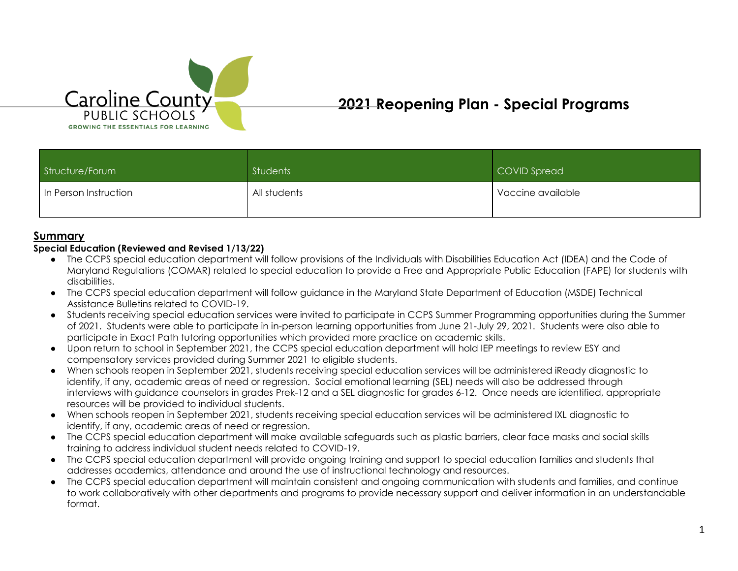Caroline County
PUBLIC SCHOOLS
GROWING THE ESSENTIALS FOR LEARNING

# 2021 Reopening Plan - Special Programs

| Structure/Forum | Students | COVID Spread |
| --- | --- | --- |
| In Person Instruction | All students | Vaccine available |

## Summary

**Special Education (Reviewed and Revised 1/13/22)**

- The CCPS special education department will follow provisions of the Individuals with Disabilities Education Act (IDEA) and the Code of Maryland Regulations (COMAR) related to special education to provide a Free and Appropriate Public Education (FAPE) for students with disabilities.
- The CCPS special education department will follow guidance in the Maryland State Department of Education (MSDE) Technical Assistance Bulletins related to COVID-19.
- Students receiving special education services were invited to participate in CCPS Summer Programming opportunities during the Summer of 2021. Students were able to participate in in-person learning opportunities from June 21-July 29, 2021. Students were also able to participate in Exact Path tutoring opportunities which provided more practice on academic skills.
- Upon return to school in September 2021, the CCPS special education department will hold IEP meetings to review ESY and compensatory services provided during Summer 2021 to eligible students.
- When schools reopen in September 2021, students receiving special education services will be administered iReady diagnostic to identify, if any, academic areas of need or regression. Social emotional learning (SEL) needs will also be addressed through interviews with guidance counselors in grades Prek-12 and a SEL diagnostic for grades 6-12. Once needs are identified, appropriate resources will be provided to individual students.
- When schools reopen in September 2021, students receiving special education services will be administered IXL diagnostic to identify, if any, academic areas of need or regression.
- The CCPS special education department will make available safeguards such as plastic barriers, clear face masks and social skills training to address individual student needs related to COVID-19.
- The CCPS special education department will provide ongoing training and support to special education families and students that addresses academics, attendance and around the use of instructional technology and resources.
- The CCPS special education department will maintain consistent and ongoing communication with students and families, and continue to work collaboratively with other departments and programs to provide necessary support and deliver information in an understandable format.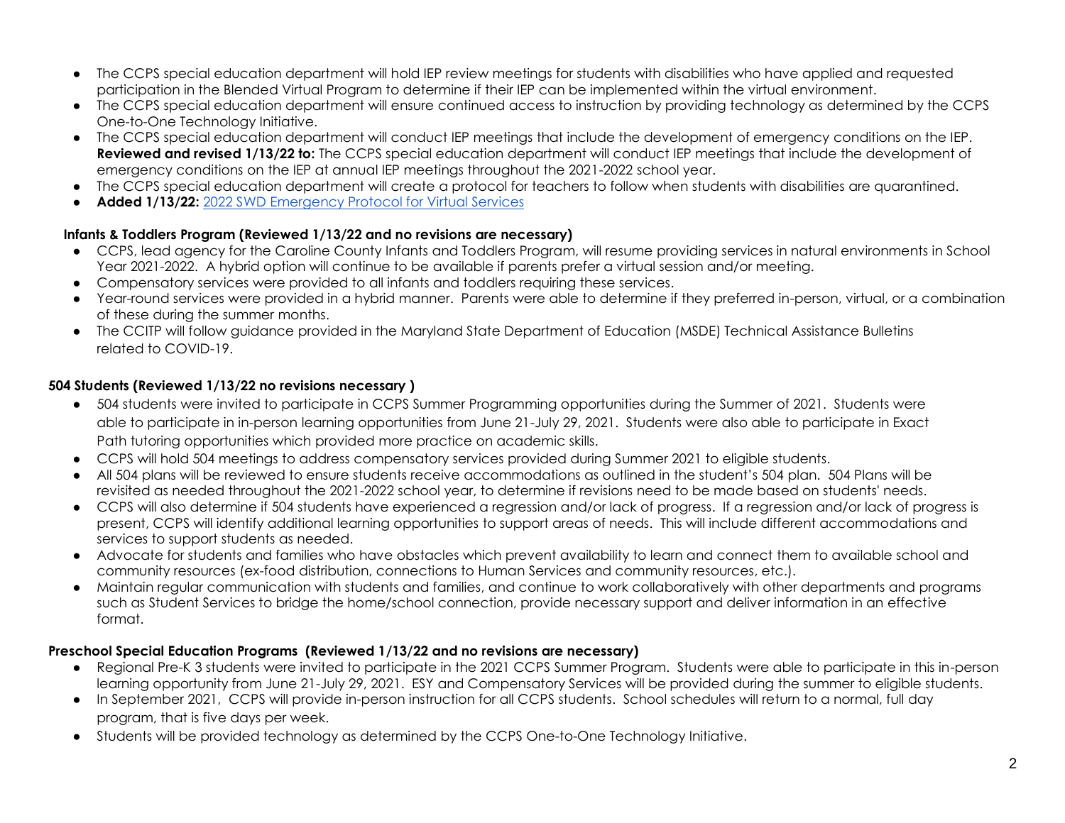- The CCPS special education department will hold IEP review meetings for students with disabilities who have applied and requested participation in the Blended Virtual Program to determine if their IEP can be implemented within the virtual environment.
- The CCPS special education department will ensure continued access to instruction by providing technology as determined by the CCPS One-to-One Technology Initiative.
- The CCPS special education department will conduct IEP meetings that include the development of emergency conditions on the IEP. **Reviewed and revised 1/13/22 to:** The CCPS special education department will conduct IEP meetings that include the development of emergency conditions on the IEP at annual IEP meetings throughout the 2021-2022 school year.
- The CCPS special education department will create a protocol for teachers to follow when students with disabilities are quarantined.
- **Added 1/13/22:** [2022 SWD Emergency Protocol for Virtual Services]()

**Infants & Toddlers Program (Reviewed 1/13/22 and no revisions are necessary)**

- CCPS, lead agency for the Caroline County Infants and Toddlers Program, will resume providing services in natural environments in School Year 2021-2022. A hybrid option will continue to be available if parents prefer a virtual session and/or meeting.
- Compensatory services were provided to all infants and toddlers requiring these services.
- Year-round services were provided in a hybrid manner. Parents were able to determine if they preferred in-person, virtual, or a combination of these during the summer months.
- The CCITP will follow guidance provided in the Maryland State Department of Education (MSDE) Technical Assistance Bulletins related to COVID-19.

**504 Students (Reviewed 1/13/22 no revisions necessary )**

- 504 students were invited to participate in CCPS Summer Programming opportunities during the Summer of 2021. Students were able to participate in in-person learning opportunities from June 21-July 29, 2021. Students were also able to participate in Exact Path tutoring opportunities which provided more practice on academic skills.
- CCPS will hold 504 meetings to address compensatory services provided during Summer 2021 to eligible students.
- All 504 plans will be reviewed to ensure students receive accommodations as outlined in the student's 504 plan. 504 Plans will be revisited as needed throughout the 2021-2022 school year, to determine if revisions need to be made based on students' needs.
- CCPS will also determine if 504 students have experienced a regression and/or lack of progress. If a regression and/or lack of progress is present, CCPS will identify additional learning opportunities to support areas of needs. This will include different accommodations and services to support students as needed.
- Advocate for students and families who have obstacles which prevent availability to learn and connect them to available school and community resources (ex-food distribution, connections to Human Services and community resources, etc.).
- Maintain regular communication with students and families, and continue to work collaboratively with other departments and programs such as Student Services to bridge the home/school connection, provide necessary support and deliver information in an effective format.

**Preschool Special Education Programs (Reviewed 1/13/22 and no revisions are necessary)**

- Regional Pre-K 3 students were invited to participate in the 2021 CCPS Summer Program. Students were able to participate in this in-person learning opportunity from June 21-July 29, 2021. ESY and Compensatory Services will be provided during the summer to eligible students.
- In September 2021, CCPS will provide in-person instruction for all CCPS students. School schedules will return to a normal, full day program, that is five days per week.
- Students will be provided technology as determined by the CCPS One-to-One Technology Initiative.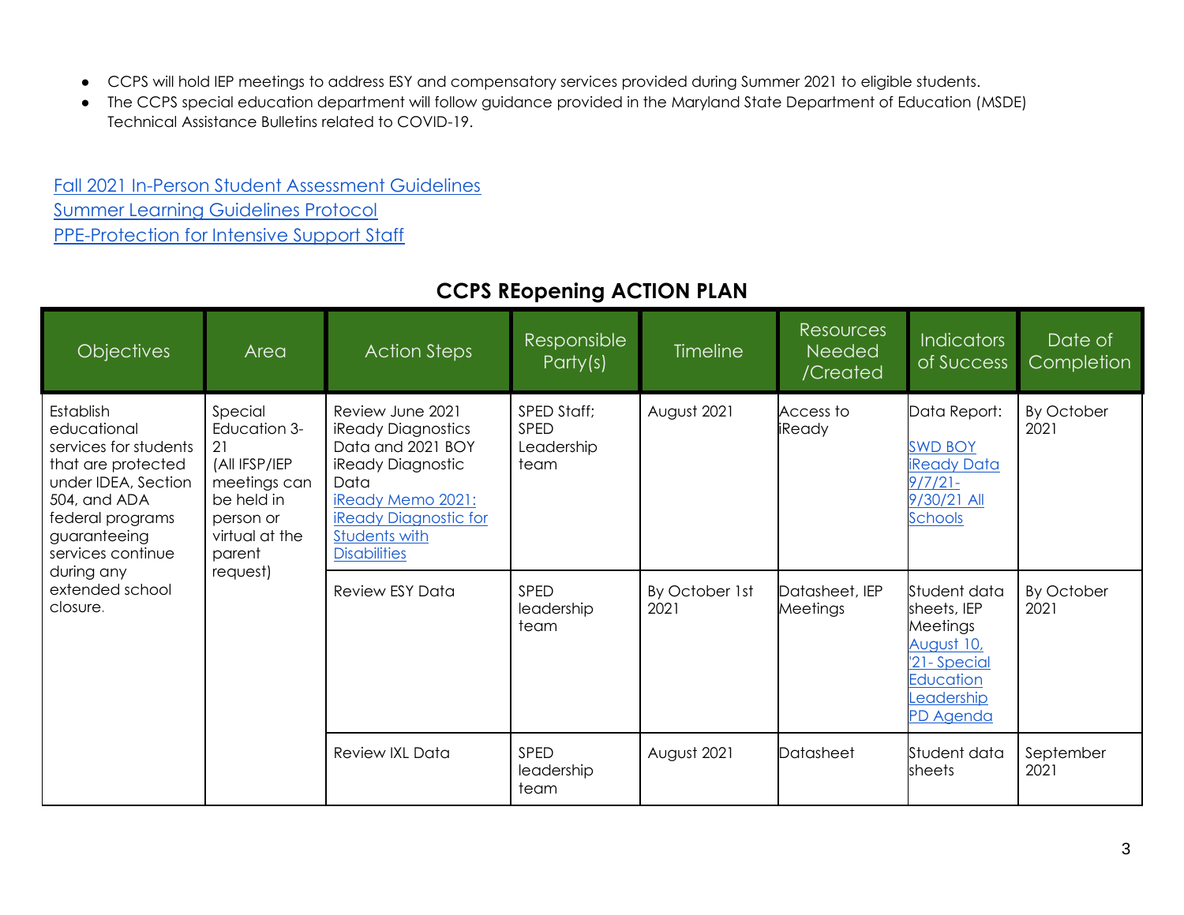- CCPS will hold IEP meetings to address ESY and compensatory services provided during Summer 2021 to eligible students.
- The CCPS special education department will follow guidance provided in the Maryland State Department of Education (MSDE) Technical Assistance Bulletins related to COVID-19.

Fall 2021 In-Person Student Assessment Guidelines
Summer Learning Guidelines Protocol
PPE-Protection for Intensive Support Staff

## CCPS REopening ACTION PLAN

| Objectives | Area | Action Steps | Responsible Party(s) | Timeline | Resources Needed /Created | Indicators of Success | Date of Completion |
|---|---|---|---|---|---|---|---|
| Establish educational services for students that are protected under IDEA, Section 504, and ADA federal programs guaranteeing services continue during any extended school closure. | Special Education 3-21 (All IFSP/IEP meetings can be held in person or virtual at the parent request) | Review June 2021 iReady Diagnostics Data and 2021 BOY iReady Diagnostic Data iReady Memo 2021: iReady Diagnostic for Students with Disabilities | SPED Staff; SPED Leadership team | August 2021 | Access to iReady | Data Report: SWD BOY iReady Data 9/7/21-9/30/21 All Schools | By October 2021 |
| | | Review ESY Data | SPED leadership team | By October 1st 2021 | Datasheet, IEP Meetings | Student data sheets, IEP Meetings August 10, '21- Special Education Leadership PD Agenda | By October 2021 |
| | | Review IXL Data | SPED leadership team | August 2021 | Datasheet | Student data sheets | September 2021 |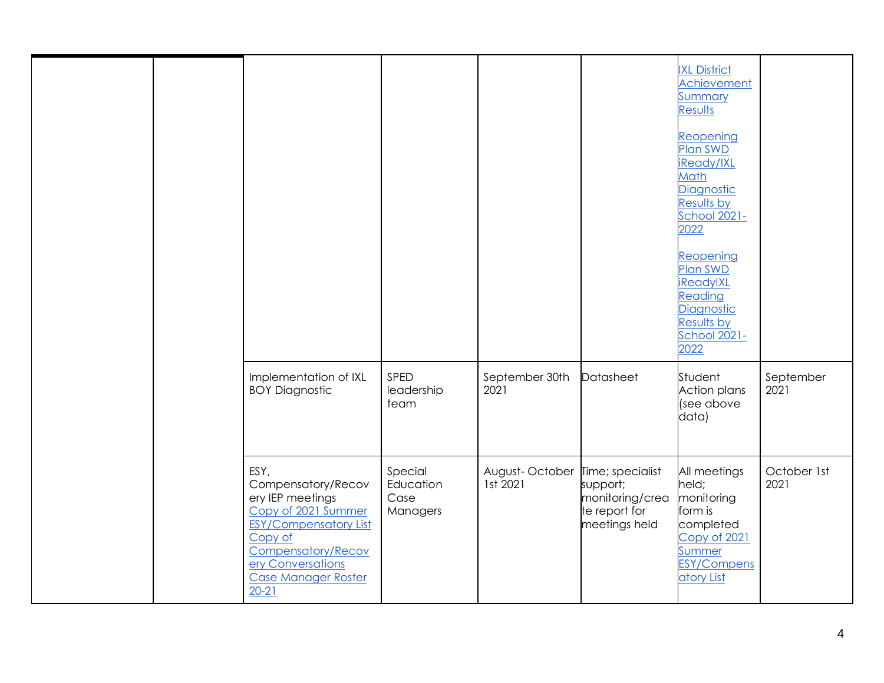|  |  |  |  |  |  | IXL District Achievement Summary Results<br><br>Reopening Plan SWD iReady/IXL Math Diagnostic Results by School 2021-2022<br><br>Reopening Plan SWD iReadyIXL Reading Diagnostic Results by School 2021-2022 |  |
|---|---|---|---|---|---|---|---|
|  |  | Implementation of IXL BOY Diagnostic | SPED leadership team | September 30th 2021 | Datasheet | Student Action plans (see above data) | September 2021 |
|  |  | ESY, Compensatory/Recovery IEP meetings<br>Copy of 2021 Summer ESY/Compensatory List<br>Copy of Compensatory/Recovery Conversations<br>Case Manager Roster 20-21 | Special Education Case Managers | August- October 1st 2021 | Time; specialist support; monitoring/create report for meetings held | All meetings held; monitoring form is completed<br>Copy of 2021 Summer ESY/Compensatory List | October 1st 2021 |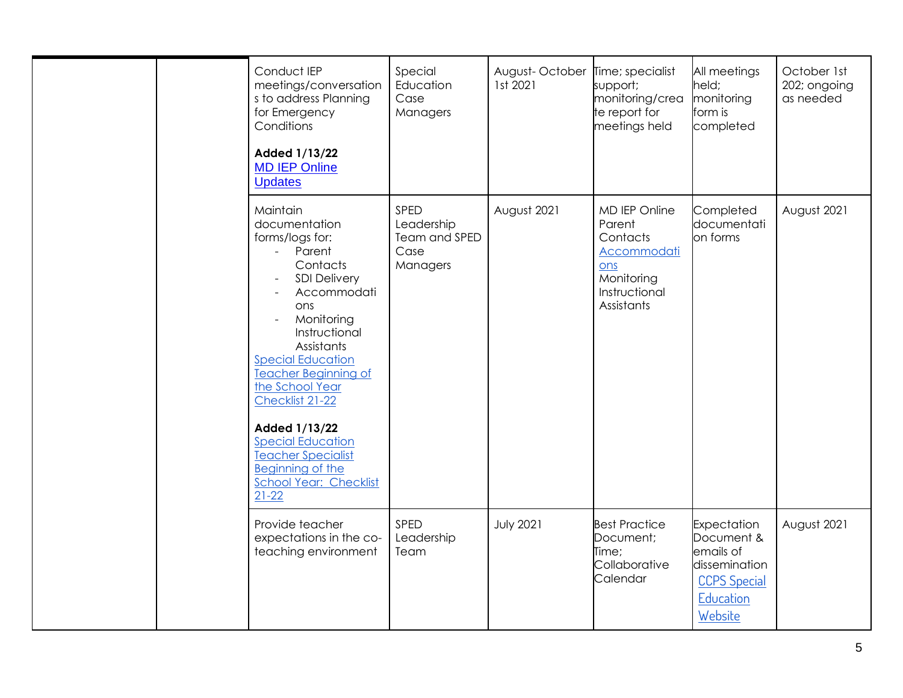| | | | | | | | |
|---|---|---|---|---|---|---|---|
| | | Conduct IEP meetings/conversations to address Planning for Emergency Conditions<br><br>**Added 1/13/22**<br>MD IEP Online Updates | Special Education Case Managers | August- October 1st 2021 | Time; specialist support; monitoring/create report for meetings held | All meetings held; monitoring form is completed | October 1st 202; ongoing as needed |
| | | Maintain documentation forms/logs for:<br>- Parent Contacts<br>- SDI Delivery<br>- Accommodations<br>- Monitoring Instructional Assistants<br>Special Education Teacher Beginning of the School Year Checklist 21-22<br><br>**Added 1/13/22**<br>Special Education Teacher Specialist Beginning of the School Year: Checklist 21-22 | SPED Leadership Team and SPED Case Managers | August 2021 | MD IEP Online Parent Contacts Accommodations Monitoring Instructional Assistants | Completed documentation forms | August 2021 |
| | | Provide teacher expectations in the co-teaching environment | SPED Leadership Team | July 2021 | Best Practice Document; Time; Collaborative Calendar | Expectation Document & emails of dissemination CCPS Special Education Website | August 2021 |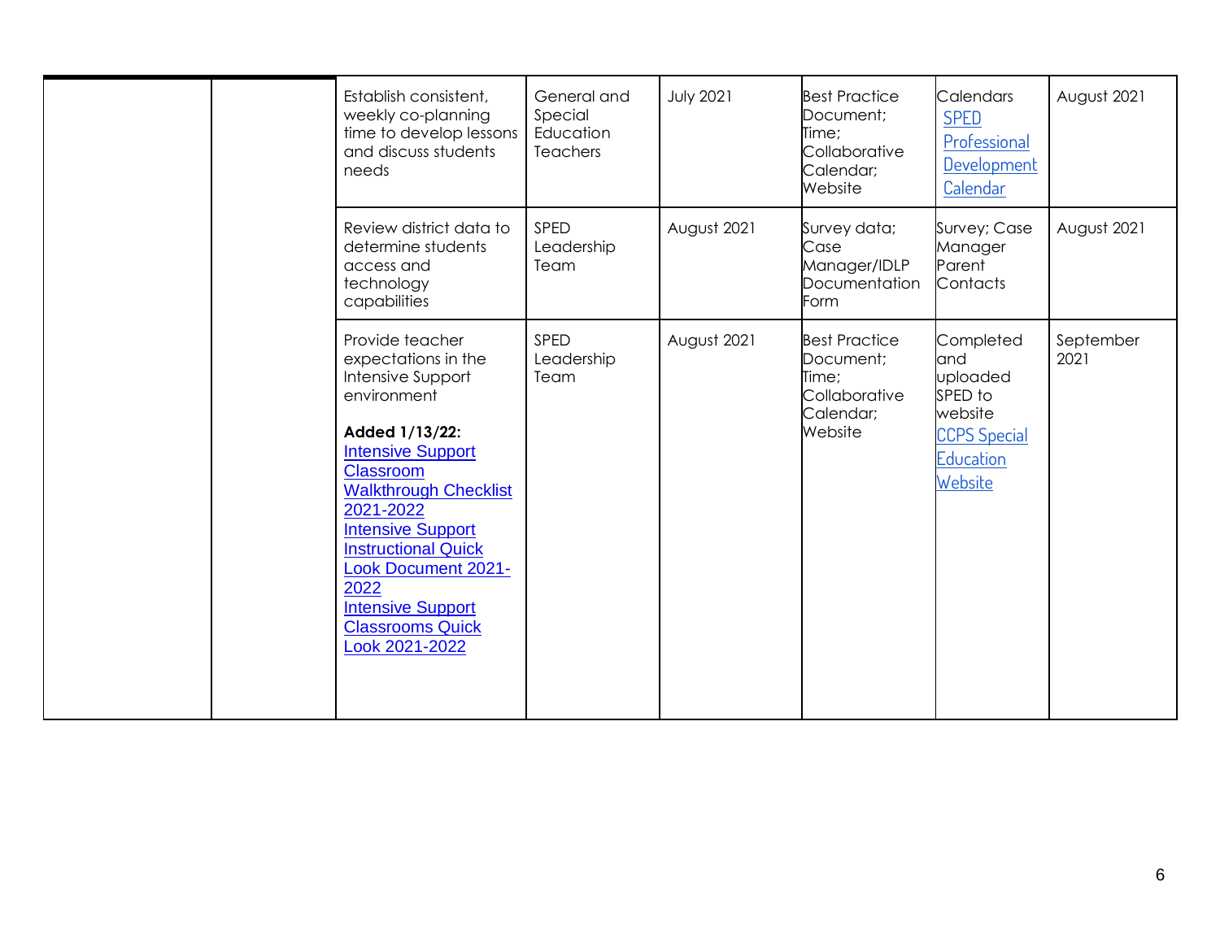| | | | | | | | |
|---|---|---|---|---|---|---|---|
| | | Establish consistent, weekly co-planning time to develop lessons and discuss students needs | General and Special Education Teachers | July 2021 | Best Practice Document; Time; Collaborative Calendar; Website | Calendars SPED Professional Development Calendar | August 2021 |
| | | Review district data to determine students access and technology capabilities | SPED Leadership Team | August 2021 | Survey data; Case Manager/IDLP Documentation Form | Survey; Case Manager Parent Contacts | August 2021 |
| | | Provide teacher expectations in the Intensive Support environment<br><br>**Added 1/13/22:** Intensive Support Classroom Walkthrough Checklist 2021-2022 Intensive Support Instructional Quick Look Document 2021-2022 Intensive Support Classrooms Quick Look 2021-2022 | SPED Leadership Team | August 2021 | Best Practice Document; Time; Collaborative Calendar; Website | Completed and uploaded SPED to website CCPS Special Education Website | September 2021 |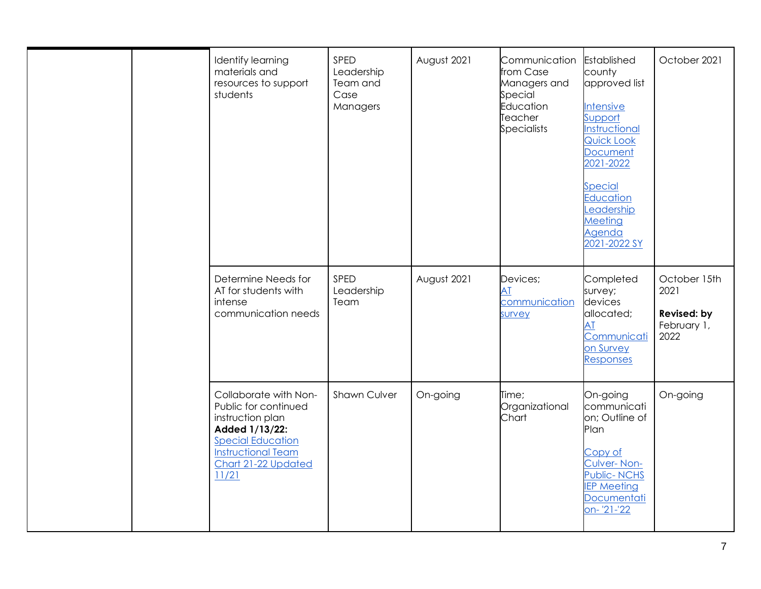| | | | | | | | |
|---|---|---|---|---|---|---|---|
| | | Identify learning materials and resources to support students | SPED Leadership Team and Case Managers | August 2021 | Communication from Case Managers and Special Education Teacher Specialists | Established county approved list<br><br>Intensive Support Instructional Quick Look Document 2021-2022<br><br>Special Education Leadership Meeting Agenda 2021-2022 SY | October 2021 |
| | | Determine Needs for AT for students with intense communication needs | SPED Leadership Team | August 2021 | Devices; AT communication survey | Completed survey; devices allocated; AT Communication Survey Responses | October 15th 2021<br><br>**Revised: by** February 1, 2022 |
| | | Collaborate with Non-Public for continued instruction plan **Added 1/13/22:** Special Education Instructional Team Chart 21-22 Updated 11/21 | Shawn Culver | On-going | Time; Organizational Chart | On-going communication; Outline of Plan<br><br>Copy of Culver- Non-Public- NCHS IEP Meeting Documentation- '21-'22 | On-going |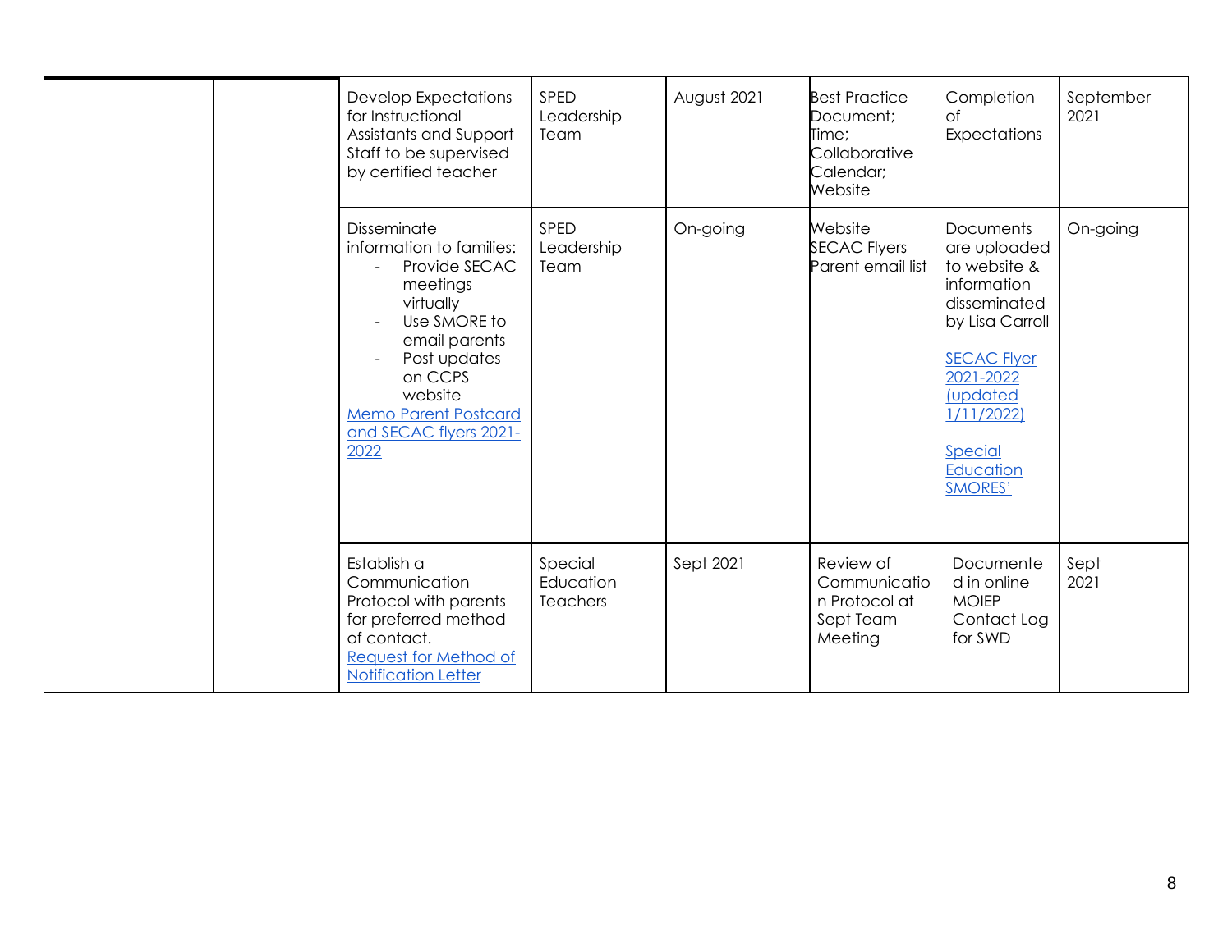| | | | | | | | |
|---|---|---|---|---|---|---|---|
| | | Develop Expectations for Instructional Assistants and Support Staff to be supervised by certified teacher | SPED Leadership Team | August 2021 | Best Practice Document; Time; Collaborative Calendar; Website | Completion of Expectations | September 2021 |
| | | Disseminate information to families:<br>- Provide SECAC meetings virtually<br>- Use SMORE to email parents<br>- Post updates on CCPS website<br>Memo Parent Postcard and SECAC flyers 2021-2022 | SPED Leadership Team | On-going | Website<br>SECAC Flyers<br>Parent email list | Documents are uploaded to website & information disseminated by Lisa Carroll<br><br>SECAC Flyer 2021-2022 (updated 1/11/2022)<br><br>Special Education SMORES' | On-going |
| | | Establish a Communication Protocol with parents for preferred method of contact.<br>Request for Method of Notification Letter | Special Education Teachers | Sept 2021 | Review of Communication Protocol at Sept Team Meeting | Documented in online MOIEP Contact Log for SWD | Sept 2021 |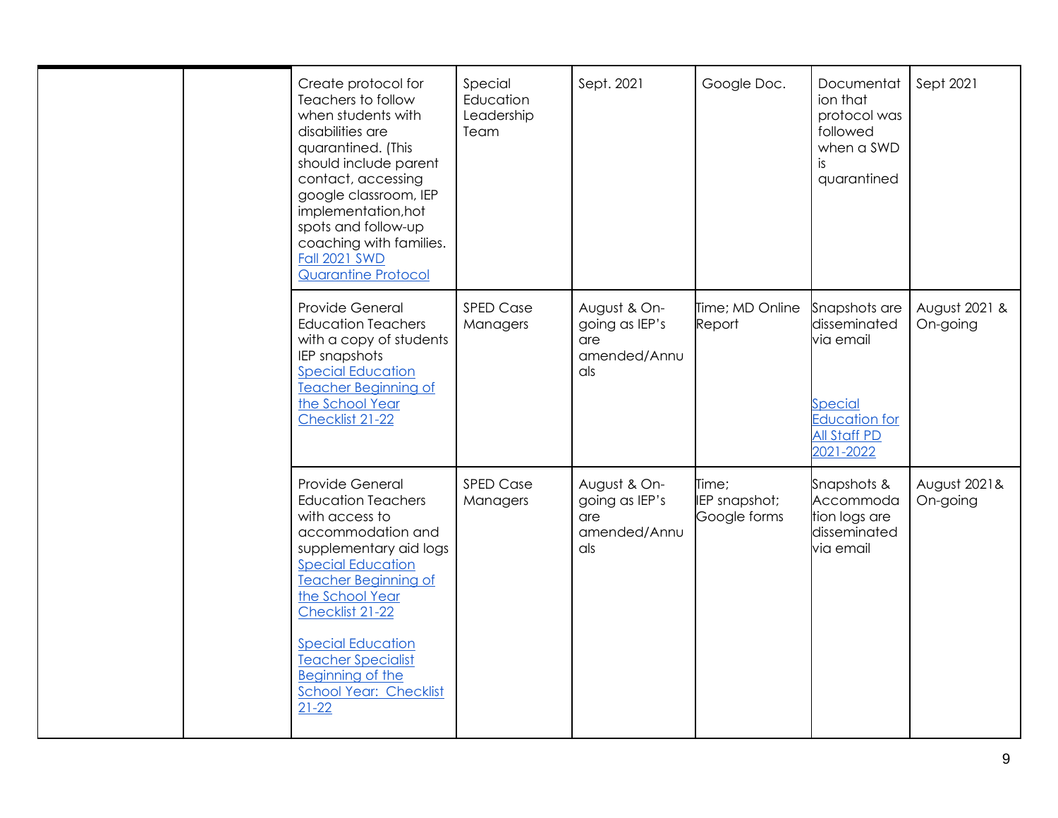| | | | | | | | |
|---|---|---|---|---|---|---|---|
| | | Create protocol for Teachers to follow when students with disabilities are quarantined. (This should include parent contact, accessing google classroom, IEP implementation,hot spots and follow-up coaching with families. Fall 2021 SWD Quarantine Protocol | Special Education Leadership Team | Sept. 2021 | Google Doc. | Documentation that protocol was followed when a SWD is quarantined | Sept 2021 |
| | | Provide General Education Teachers with a copy of students IEP snapshots Special Education Teacher Beginning of the School Year Checklist 21-22 | SPED Case Managers | August & On-going as IEP's are amended/Annuals | Time; MD Online Report | Snapshots are disseminated via email<br><br>Special Education for All Staff PD 2021-2022 | August 2021 & On-going |
| | | Provide General Education Teachers with access to accommodation and supplementary aid logs Special Education Teacher Beginning of the School Year Checklist 21-22<br><br>Special Education Teacher Specialist Beginning of the School Year: Checklist 21-22 | SPED Case Managers | August & On-going as IEP's are amended/Annuals | Time; IEP snapshot; Google forms | Snapshots & Accommodation logs are disseminated via email | August 2021& On-going |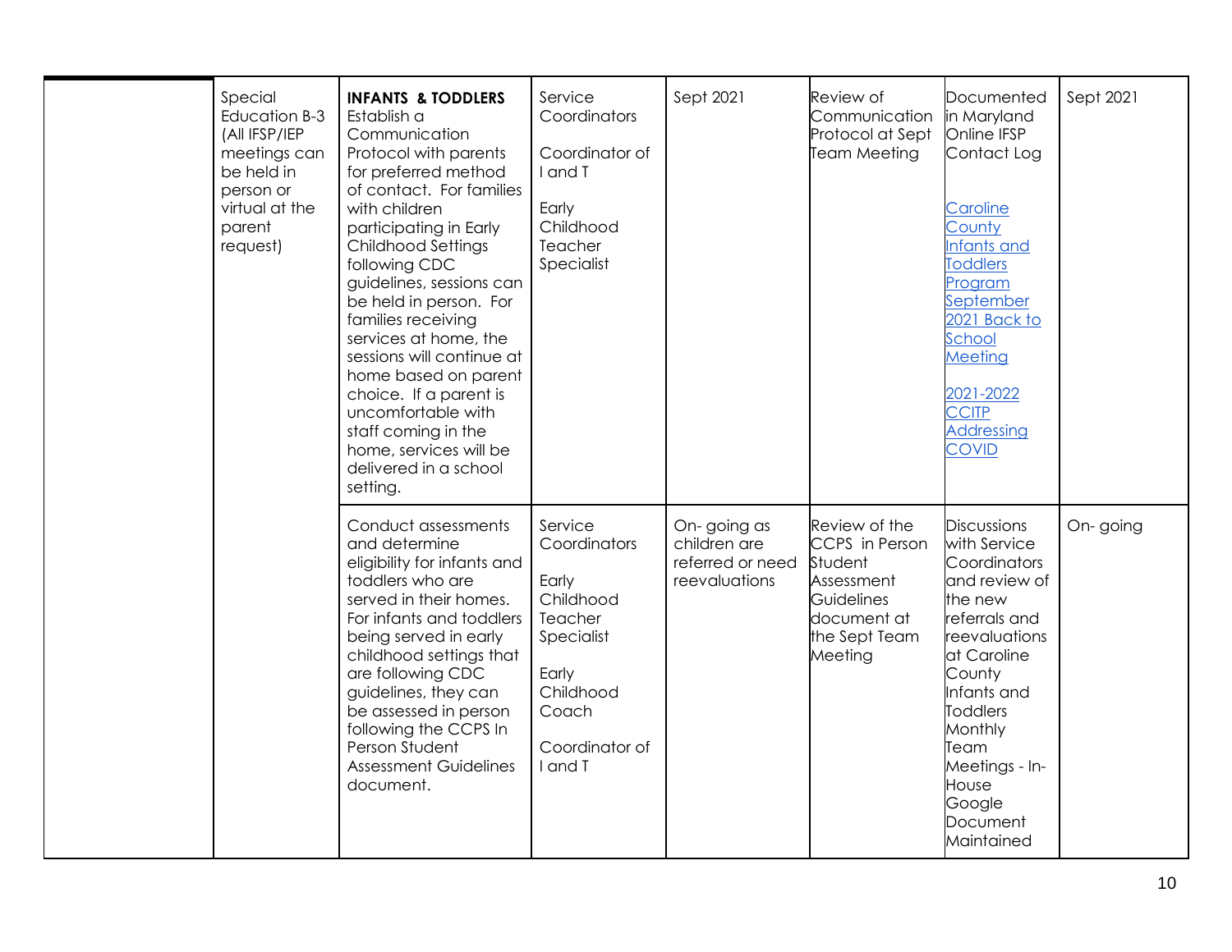| | | | | | | | |
|---|---|---|---|---|---|---|---|
| | Special Education B-3 (All IFSP/IEP meetings can be held in person or virtual at the parent request) | **INFANTS & TODDLERS** Establish a Communication Protocol with parents for preferred method of contact. For families with children participating in Early Childhood Settings following CDC guidelines, sessions can be held in person. For families receiving services at home, the sessions will continue at home based on parent choice. If a parent is uncomfortable with staff coming in the home, services will be delivered in a school setting. | Service Coordinators<br><br>Coordinator of I and T<br><br>Early Childhood Teacher Specialist | Sept 2021 | Review of Communication Protocol at Sept Team Meeting | Documented in Maryland Online IFSP Contact Log<br><br>Caroline County Infants and Toddlers Program September 2021 Back to School Meeting<br><br>2021-2022 CCITP Addressing COVID | Sept 2021 |
| | | Conduct assessments and determine eligibility for infants and toddlers who are served in their homes. For infants and toddlers being served in early childhood settings that are following CDC guidelines, they can be assessed in person following the CCPS In Person Student Assessment Guidelines document. | Service Coordinators<br><br>Early Childhood Teacher Specialist<br><br>Early Childhood Coach<br><br>Coordinator of I and T | On- going as children are referred or need reevaluations | Review of the CCPS in Person Student Assessment Guidelines document at the Sept Team Meeting | Discussions with Service Coordinators and review of the new referrals and reevaluations at Caroline County Infants and Toddlers Monthly Team Meetings - In-House Google Document Maintained | On- going |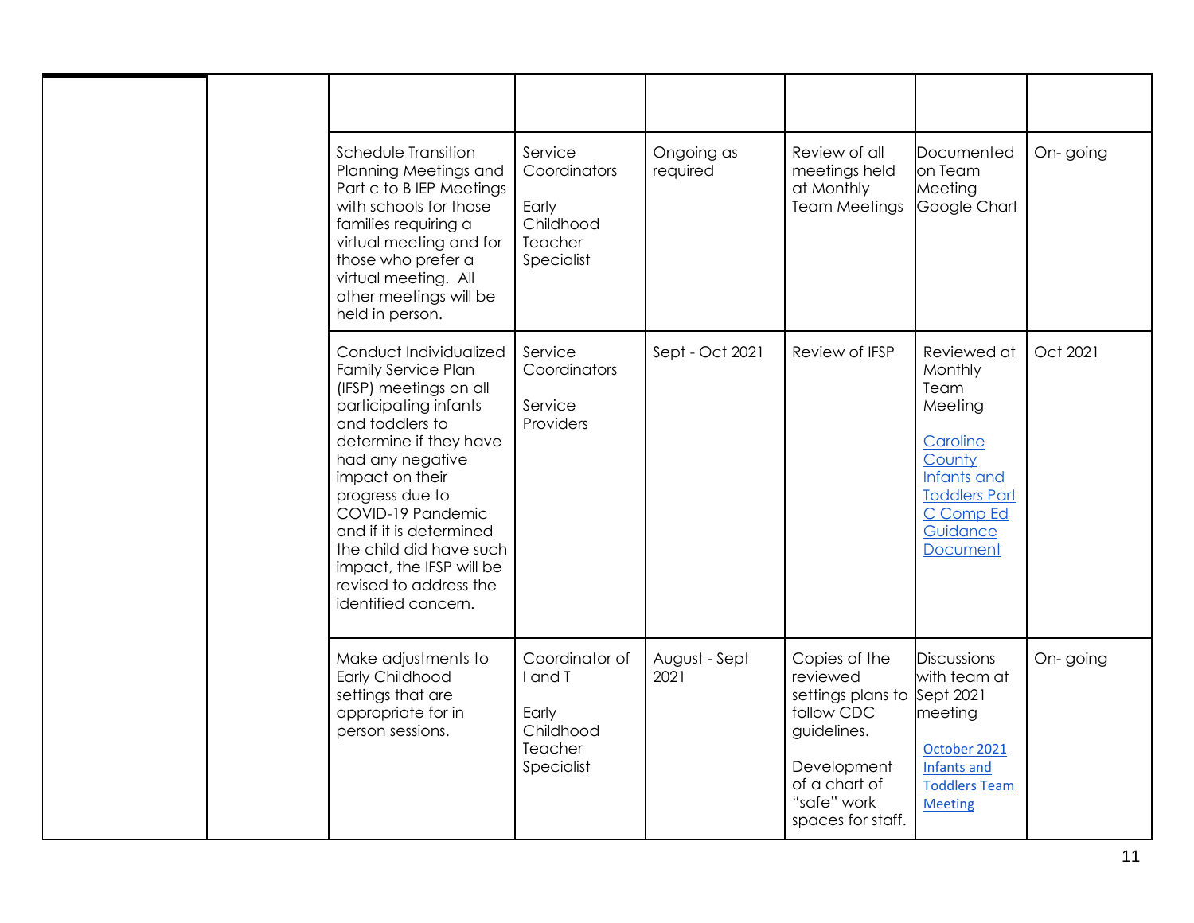| | | | | | | | |
|---|---|---|---|---|---|---|---|
| | | | | | | | |
| | | Schedule Transition Planning Meetings and Part c to B IEP Meetings with schools for those families requiring a virtual meeting and for those who prefer a virtual meeting. All other meetings will be held in person. | Service Coordinators<br><br>Early Childhood Teacher Specialist | Ongoing as required | Review of all meetings held at Monthly Team Meetings | Documented on Team Meeting Google Chart | On- going |
| | | Conduct Individualized Family Service Plan (IFSP) meetings on all participating infants and toddlers to determine if they have had any negative impact on their progress due to COVID-19 Pandemic and if it is determined the child did have such impact, the IFSP will be revised to address the identified concern. | Service Coordinators<br><br>Service Providers | Sept - Oct 2021 | Review of IFSP | Reviewed at Monthly Team Meeting<br><br>Caroline County Infants and Toddlers Part C Comp Ed Guidance Document | Oct 2021 |
| | | Make adjustments to Early Childhood settings that are appropriate for in person sessions. | Coordinator of I and T<br><br>Early Childhood Teacher Specialist | August - Sept 2021 | Copies of the reviewed settings plans to follow CDC guidelines.<br><br>Development of a chart of "safe" work spaces for staff. | Discussions with team at Sept 2021 meeting<br><br>October 2021 Infants and Toddlers Team Meeting | On- going |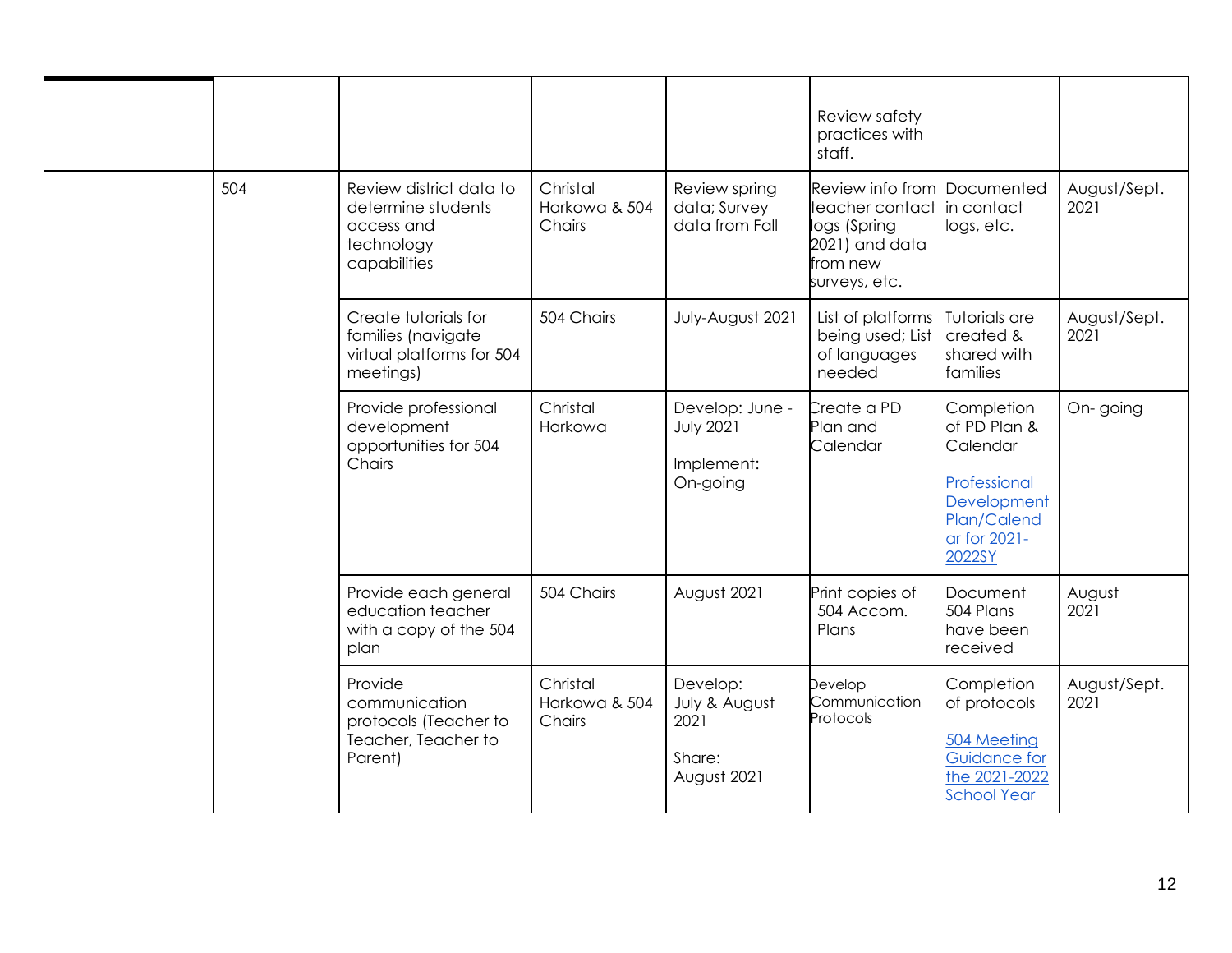| | | | | | | | |
|---|---|---|---|---|---|---|---|
| | | | | | Review safety practices with staff. | | |
| | 504 | Review district data to determine students access and technology capabilities | Christal Harkowa & 504 Chairs | Review spring data; Survey data from Fall | Review info from teacher contact logs (Spring 2021) and data from new surveys, etc. | Documented in contact logs, etc. | August/Sept. 2021 |
| | | Create tutorials for families (navigate virtual platforms for 504 meetings) | 504 Chairs | July-August 2021 | List of platforms being used; List of languages needed | Tutorials are created & shared with families | August/Sept. 2021 |
| | | Provide professional development opportunities for 504 Chairs | Christal Harkowa | Develop: June - July 2021<br><br>Implement: On-going | Create a PD Plan and Calendar | Completion of PD Plan & Calendar<br><br>Professional Development Plan/Calendar for 2021-2022SY | On- going |
| | | Provide each general education teacher with a copy of the 504 plan | 504 Chairs | August 2021 | Print copies of 504 Accom. Plans | Document 504 Plans have been received | August 2021 |
| | | Provide communication protocols (Teacher to Teacher, Teacher to Parent) | Christal Harkowa & 504 Chairs | Develop: July & August 2021<br><br>Share: August 2021 | Develop Communication Protocols | Completion of protocols<br><br>504 Meeting Guidance for the 2021-2022 School Year | August/Sept. 2021 |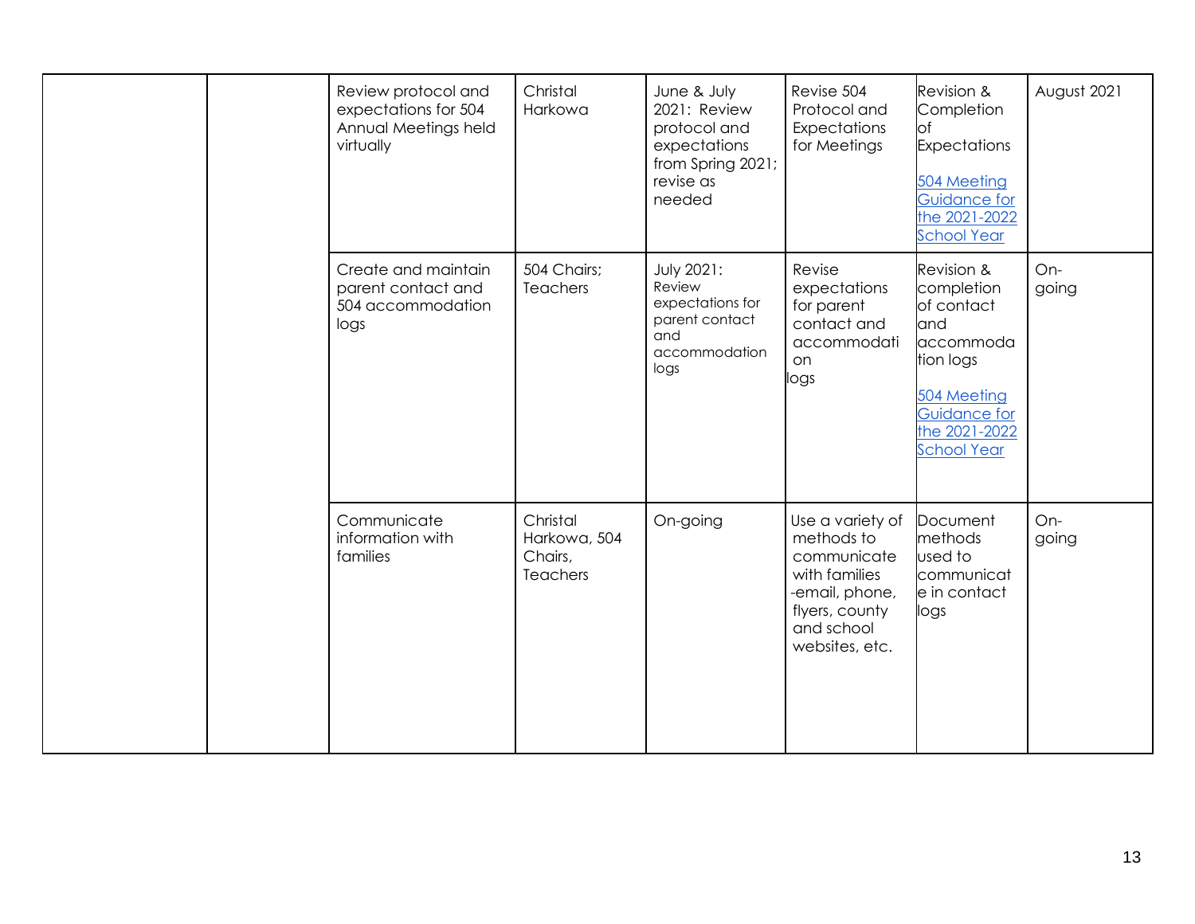|  |  |  |  |  |  |  |  |
|---|---|---|---|---|---|---|---|
|  |  | Review protocol and expectations for 504 Annual Meetings held virtually | Christal Harkowa | June & July 2021: Review protocol and expectations from Spring 2021; revise as needed | Revise 504 Protocol and Expectations for Meetings | Revision & Completion of Expectations<br><br>[504 Meeting Guidance for the 2021-2022 School Year]() | August 2021 |
|  |  | Create and maintain parent contact and 504 accommodation logs | 504 Chairs; Teachers | July 2021: Review expectations for parent contact and accommodation logs | Revise expectations for parent contact and accommodation logs | Revision & completion of contact and accommodation logs<br><br>[504 Meeting Guidance for the 2021-2022 School Year]() | On-going |
|  |  | Communicate information with families | Christal Harkowa, 504 Chairs, Teachers | On-going | Use a variety of methods to communicate with families -email, phone, flyers, county and school websites, etc. | Document methods used to communicate in contact logs | On-going |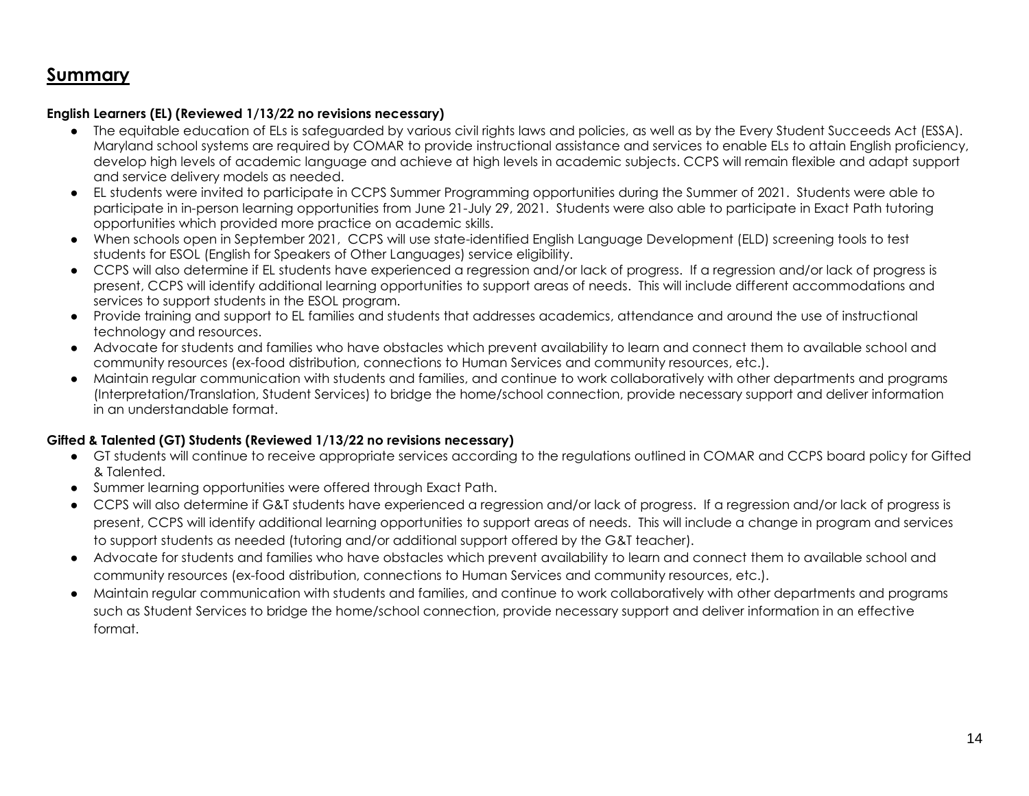## Summary

**English Learners (EL) (Reviewed 1/13/22 no revisions necessary)**

- The equitable education of ELs is safeguarded by various civil rights laws and policies, as well as by the Every Student Succeeds Act (ESSA). Maryland school systems are required by COMAR to provide instructional assistance and services to enable ELs to attain English proficiency, develop high levels of academic language and achieve at high levels in academic subjects. CCPS will remain flexible and adapt support and service delivery models as needed.
- EL students were invited to participate in CCPS Summer Programming opportunities during the Summer of 2021. Students were able to participate in in-person learning opportunities from June 21-July 29, 2021. Students were also able to participate in Exact Path tutoring opportunities which provided more practice on academic skills.
- When schools open in September 2021, CCPS will use state-identified English Language Development (ELD) screening tools to test students for ESOL (English for Speakers of Other Languages) service eligibility.
- CCPS will also determine if EL students have experienced a regression and/or lack of progress. If a regression and/or lack of progress is present, CCPS will identify additional learning opportunities to support areas of needs. This will include different accommodations and services to support students in the ESOL program.
- Provide training and support to EL families and students that addresses academics, attendance and around the use of instructional technology and resources.
- Advocate for students and families who have obstacles which prevent availability to learn and connect them to available school and community resources (ex-food distribution, connections to Human Services and community resources, etc.).
- Maintain regular communication with students and families, and continue to work collaboratively with other departments and programs (Interpretation/Translation, Student Services) to bridge the home/school connection, provide necessary support and deliver information in an understandable format.

**Gifted & Talented (GT) Students (Reviewed 1/13/22 no revisions necessary)**

- GT students will continue to receive appropriate services according to the regulations outlined in COMAR and CCPS board policy for Gifted & Talented.
- Summer learning opportunities were offered through Exact Path.
- CCPS will also determine if G&T students have experienced a regression and/or lack of progress. If a regression and/or lack of progress is present, CCPS will identify additional learning opportunities to support areas of needs. This will include a change in program and services to support students as needed (tutoring and/or additional support offered by the G&T teacher).
- Advocate for students and families who have obstacles which prevent availability to learn and connect them to available school and community resources (ex-food distribution, connections to Human Services and community resources, etc.).
- Maintain regular communication with students and families, and continue to work collaboratively with other departments and programs such as Student Services to bridge the home/school connection, provide necessary support and deliver information in an effective format.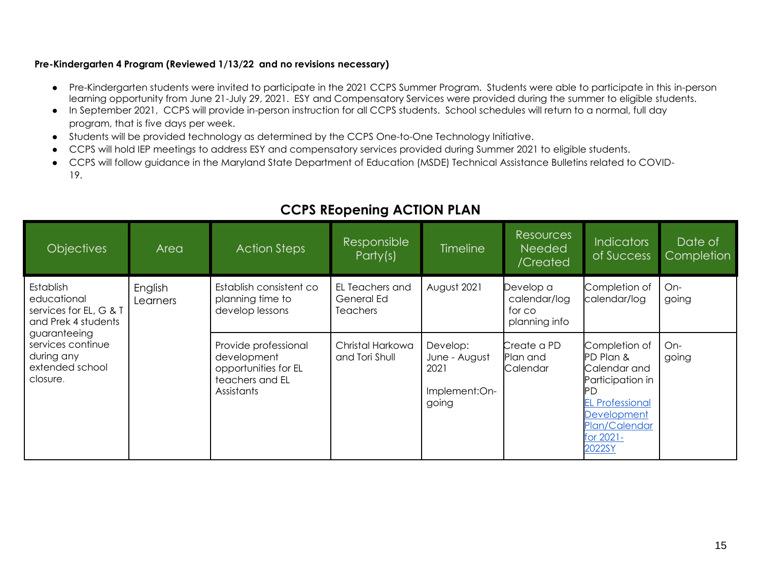**Pre-Kindergarten 4 Program (Reviewed 1/13/22 and no revisions necessary)**

- Pre-Kindergarten students were invited to participate in the 2021 CCPS Summer Program. Students were able to participate in this in-person learning opportunity from June 21-July 29, 2021. ESY and Compensatory Services were provided during the summer to eligible students.
- In September 2021, CCPS will provide in-person instruction for all CCPS students. School schedules will return to a normal, full day program, that is five days per week.
- Students will be provided technology as determined by the CCPS One-to-One Technology Initiative.
- CCPS will hold IEP meetings to address ESY and compensatory services provided during Summer 2021 to eligible students.
- CCPS will follow guidance in the Maryland State Department of Education (MSDE) Technical Assistance Bulletins related to COVID-19.

## CCPS REopening ACTION PLAN

| Objectives | Area | Action Steps | Responsible Party(s) | Timeline | Resources Needed /Created | Indicators of Success | Date of Completion |
|---|---|---|---|---|---|---|---|
| Establish educational services for EL, G & T and Prek 4 students guaranteeing services continue during any extended school closure. | English Learners | Establish consistent co planning time to develop lessons | EL Teachers and General Ed Teachers | August 2021 | Develop a calendar/log for co planning info | Completion of calendar/log | On-going |
| | | Provide professional development opportunities for EL teachers and EL Assistants | Christal Harkowa and Tori Shull | Develop: June - August 2021<br><br>Implement:On-going | Create a PD Plan and Calendar | Completion of PD Plan & Calendar and Participation in PD<br>EL Professional Development Plan/Calendar for 2021-2022SY | On-going |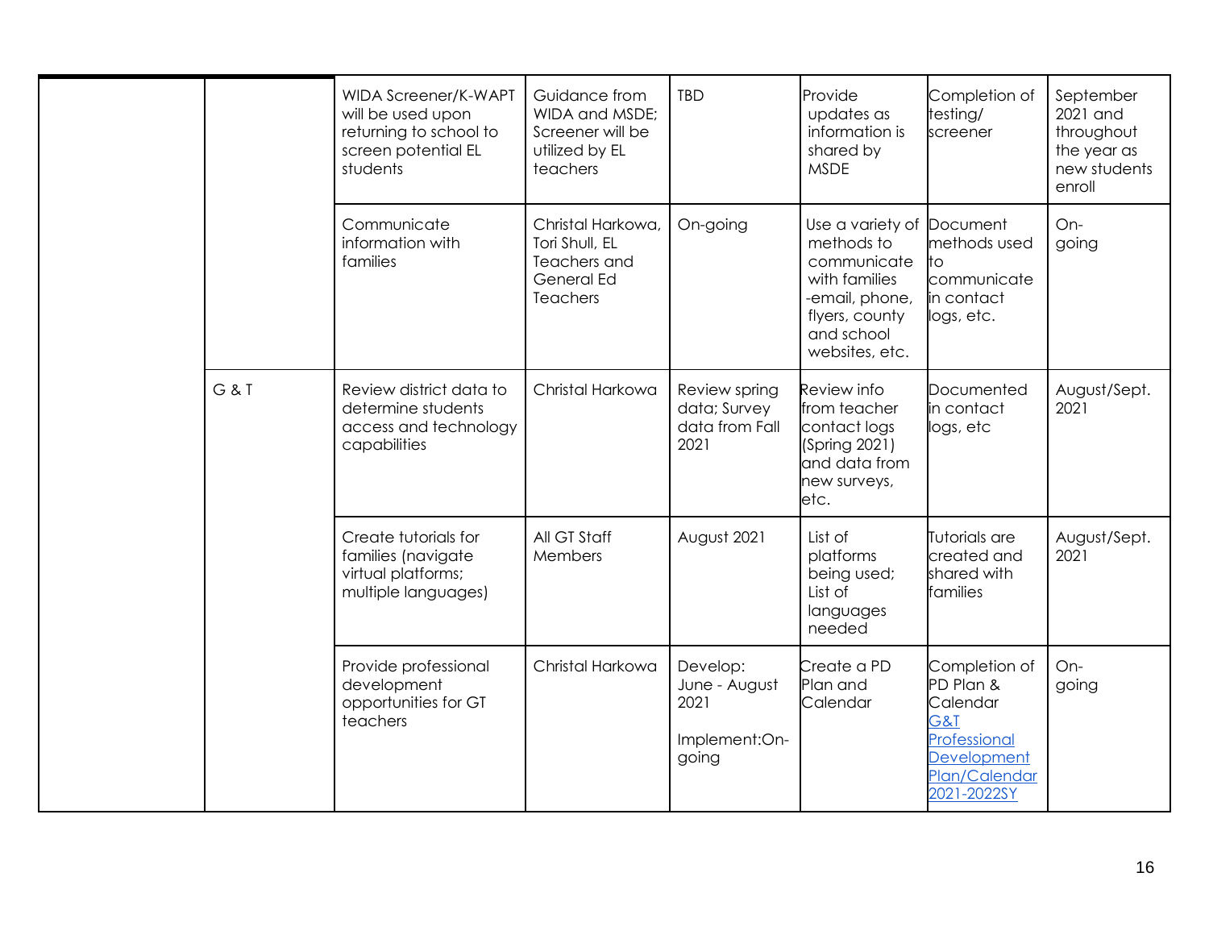| | | | | | | | |
|---|---|---|---|---|---|---|---|
| | | WIDA Screener/K-WAPT will be used upon returning to school to screen potential EL students | Guidance from WIDA and MSDE; Screener will be utilized by EL teachers | TBD | Provide updates as information is shared by MSDE | Completion of testing/ screener | September 2021 and throughout the year as new students enroll |
| | | Communicate information with families | Christal Harkowa, Tori Shull, EL Teachers and General Ed Teachers | On-going | Use a variety of methods to communicate with families -email, phone, flyers, county and school websites, etc. | Document methods used to communicate in contact logs, etc. | On-going |
| | G & T | Review district data to determine students access and technology capabilities | Christal Harkowa | Review spring data; Survey data from Fall 2021 | Review info from teacher contact logs (Spring 2021) and data from new surveys, etc. | Documented in contact logs, etc | August/Sept. 2021 |
| | | Create tutorials for families (navigate virtual platforms; multiple languages) | All GT Staff Members | August 2021 | List of platforms being used; List of languages needed | Tutorials are created and shared with families | August/Sept. 2021 |
| | | Provide professional development opportunities for GT teachers | Christal Harkowa | Develop: June - August 2021<br><br>Implement:On-going | Create a PD Plan and Calendar | Completion of PD Plan & Calendar [G&T Professional Development Plan/Calendar 2021-2022SY] | On-going |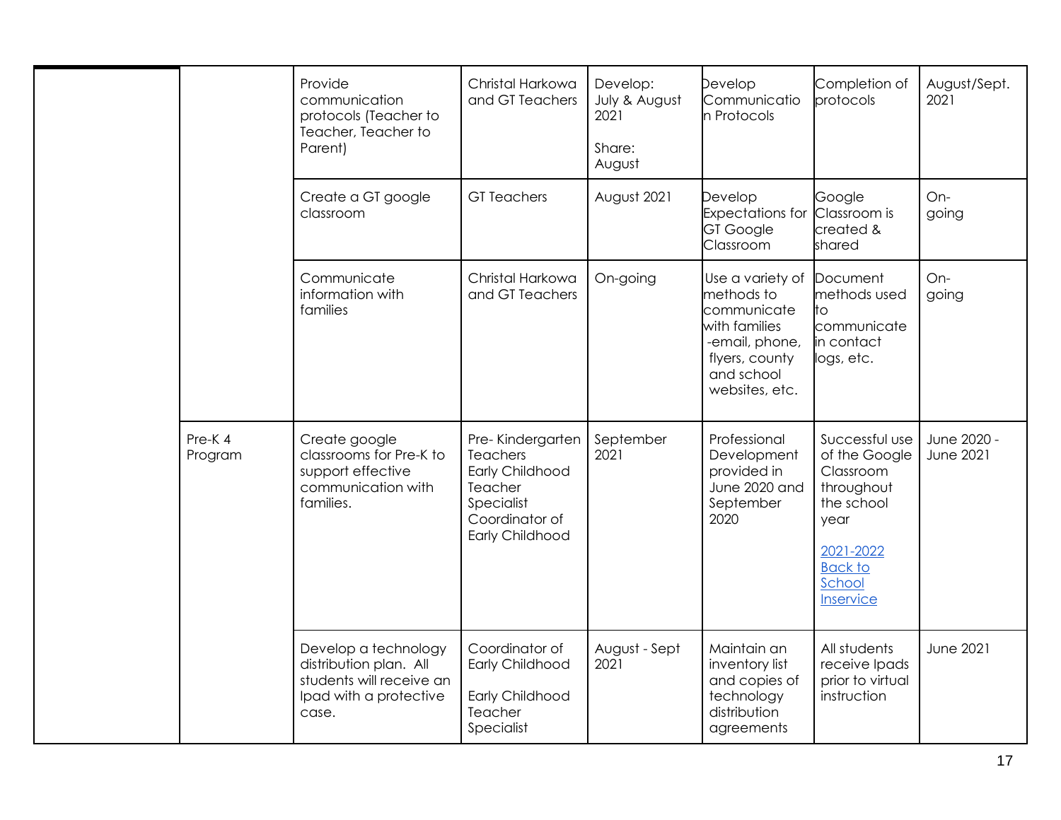| | | | | | | | |
|---|---|---|---|---|---|---|---|
| | | Provide communication protocols (Teacher to Teacher, Teacher to Parent) | Christal Harkowa and GT Teachers | Develop: July & August 2021<br><br>Share: August | Develop Communication Protocols | Completion of protocols | August/Sept. 2021 |
| | | Create a GT google classroom | GT Teachers | August 2021 | Develop Expectations for GT Google Classroom | Google Classroom is created & shared | On-going |
| | | Communicate information with families | Christal Harkowa and GT Teachers | On-going | Use a variety of methods to communicate with families -email, phone, flyers, county and school websites, etc. | Document methods used to communicate in contact logs, etc. | On-going |
| | Pre-K 4 Program | Create google classrooms for Pre-K to support effective communication with families. | Pre- Kindergarten Teachers<br>Early Childhood Teacher Specialist<br>Coordinator of Early Childhood | September 2021 | Professional Development provided in June 2020 and September 2020 | Successful use of the Google Classroom throughout the school year<br><br>[2021-2022 Back to School Inservice]() | June 2020 - June 2021 |
| | | Develop a technology distribution plan. All students will receive an Ipad with a protective case. | Coordinator of Early Childhood<br><br>Early Childhood Teacher Specialist | August - Sept 2021 | Maintain an inventory list and copies of technology distribution agreements | All students receive Ipads prior to virtual instruction | June 2021 |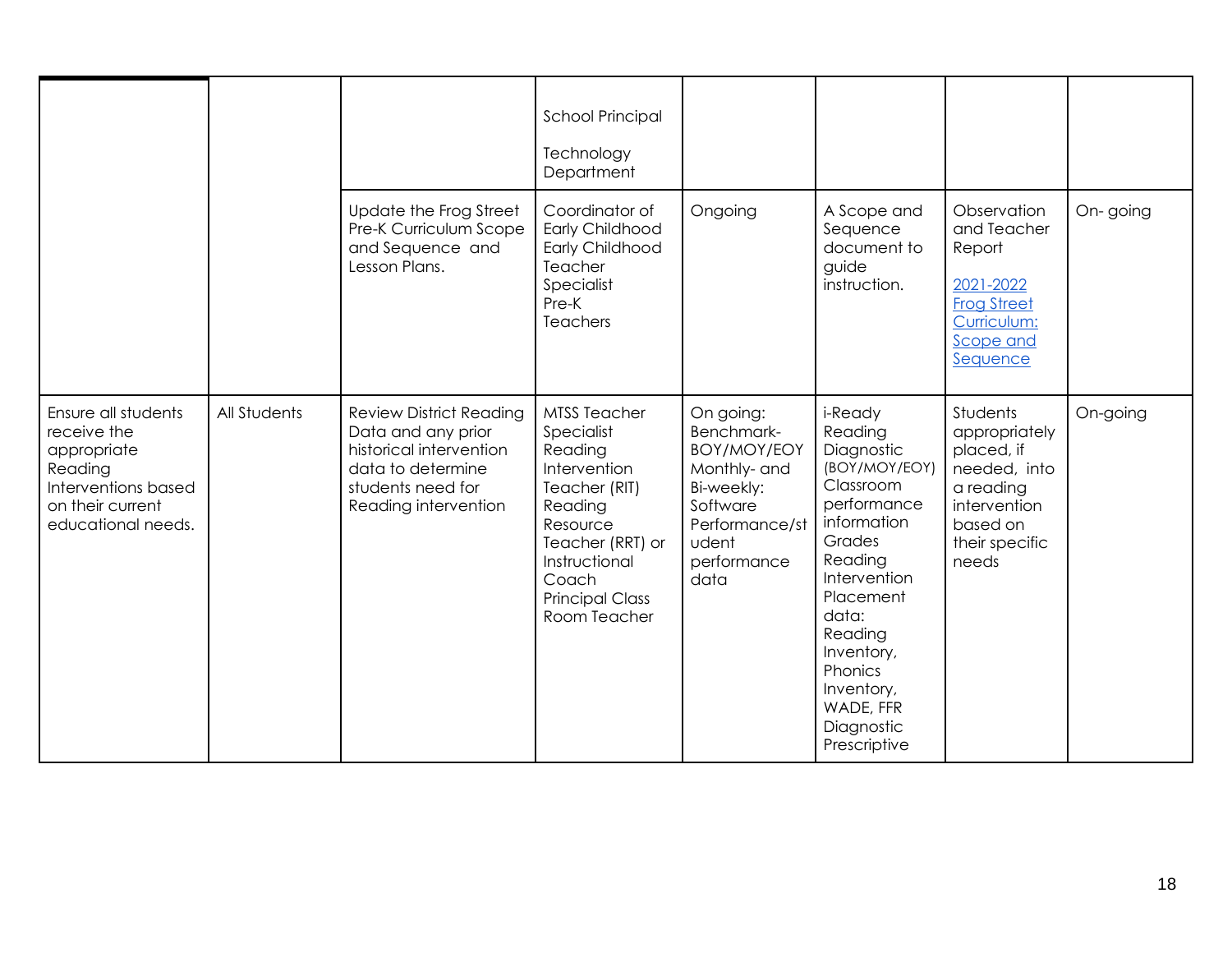| | | | | | | | |
|---|---|---|---|---|---|---|---|
| | | | School Principal<br><br>Technology Department | | | | |
| | | Update the Frog Street Pre-K Curriculum Scope and Sequence and Lesson Plans. | Coordinator of Early Childhood Early Childhood Teacher Specialist Pre-K Teachers | Ongoing | A Scope and Sequence document to guide instruction. | Observation and Teacher Report<br><br>[2021-2022 Frog Street Curriculum: Scope and Sequence]() | On- going |
| Ensure all students receive the appropriate Reading Interventions based on their current educational needs. | All Students | Review District Reading Data and any prior historical intervention data to determine students need for Reading intervention | MTSS Teacher Specialist Reading Intervention Teacher (RIT) Reading Resource Teacher (RRT) or Instructional Coach Principal Class Room Teacher | On going: Benchmark- BOY/MOY/EOY Monthly- and Bi-weekly: Software Performance/student performance data | i-Ready Reading Diagnostic (BOY/MOY/EOY) Classroom performance information Grades Reading Intervention Placement data: Reading Inventory, Phonics Inventory, WADE, FFR Diagnostic Prescriptive | Students appropriately placed, if needed, into a reading intervention based on their specific needs | On-going |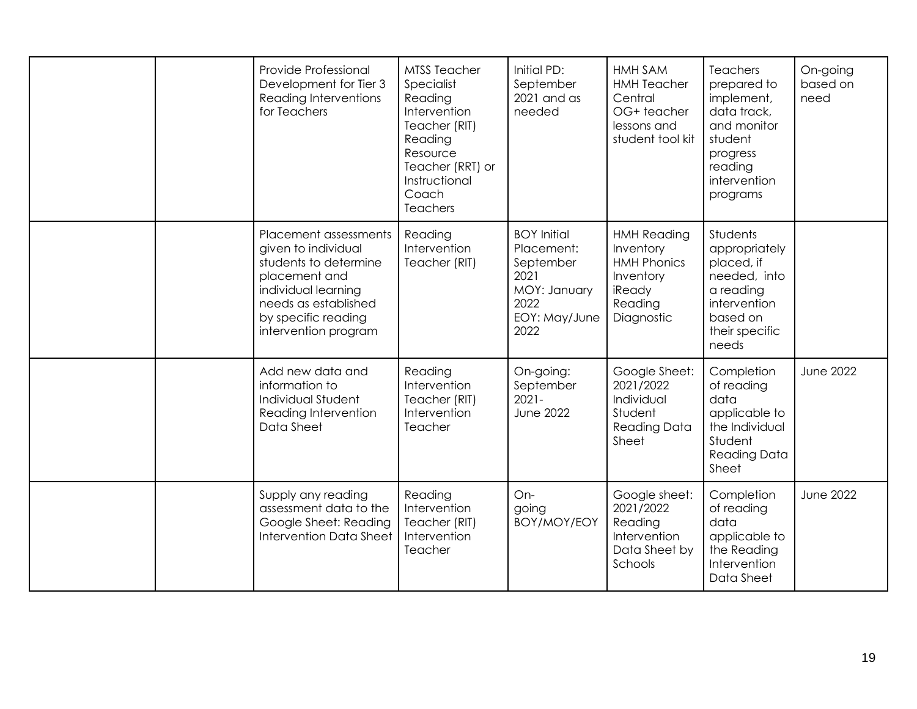| | | | | | | | |
|---|---|---|---|---|---|---|---|
| | | Provide Professional Development for Tier 3 Reading Interventions for Teachers | MTSS Teacher Specialist Reading Intervention Teacher (RIT) Reading Resource Teacher (RRT) or Instructional Coach Teachers | Initial PD: September 2021 and as needed | HMH SAM HMH Teacher Central OG+ teacher lessons and student tool kit | Teachers prepared to implement, data track, and monitor student progress reading intervention programs | On-going based on need |
| | | Placement assessments given to individual students to determine placement and individual learning needs as established by specific reading intervention program | Reading Intervention Teacher (RIT) | BOY Initial Placement: September 2021 MOY: January 2022 EOY: May/June 2022 | HMH Reading Inventory HMH Phonics Inventory iReady Reading Diagnostic | Students appropriately placed, if needed, into a reading intervention based on their specific needs | |
| | | Add new data and information to Individual Student Reading Intervention Data Sheet | Reading Intervention Teacher (RIT) Intervention Teacher | On-going: September 2021- June 2022 | Google Sheet: 2021/2022 Individual Student Reading Data Sheet | Completion of reading data applicable to the Individual Student Reading Data Sheet | June 2022 |
| | | Supply any reading assessment data to the Google Sheet: Reading Intervention Data Sheet | Reading Intervention Teacher (RIT) Intervention Teacher | On-going BOY/MOY/EOY | Google sheet: 2021/2022 Reading Intervention Data Sheet by Schools | Completion of reading data applicable to the Reading Intervention Data Sheet | June 2022 |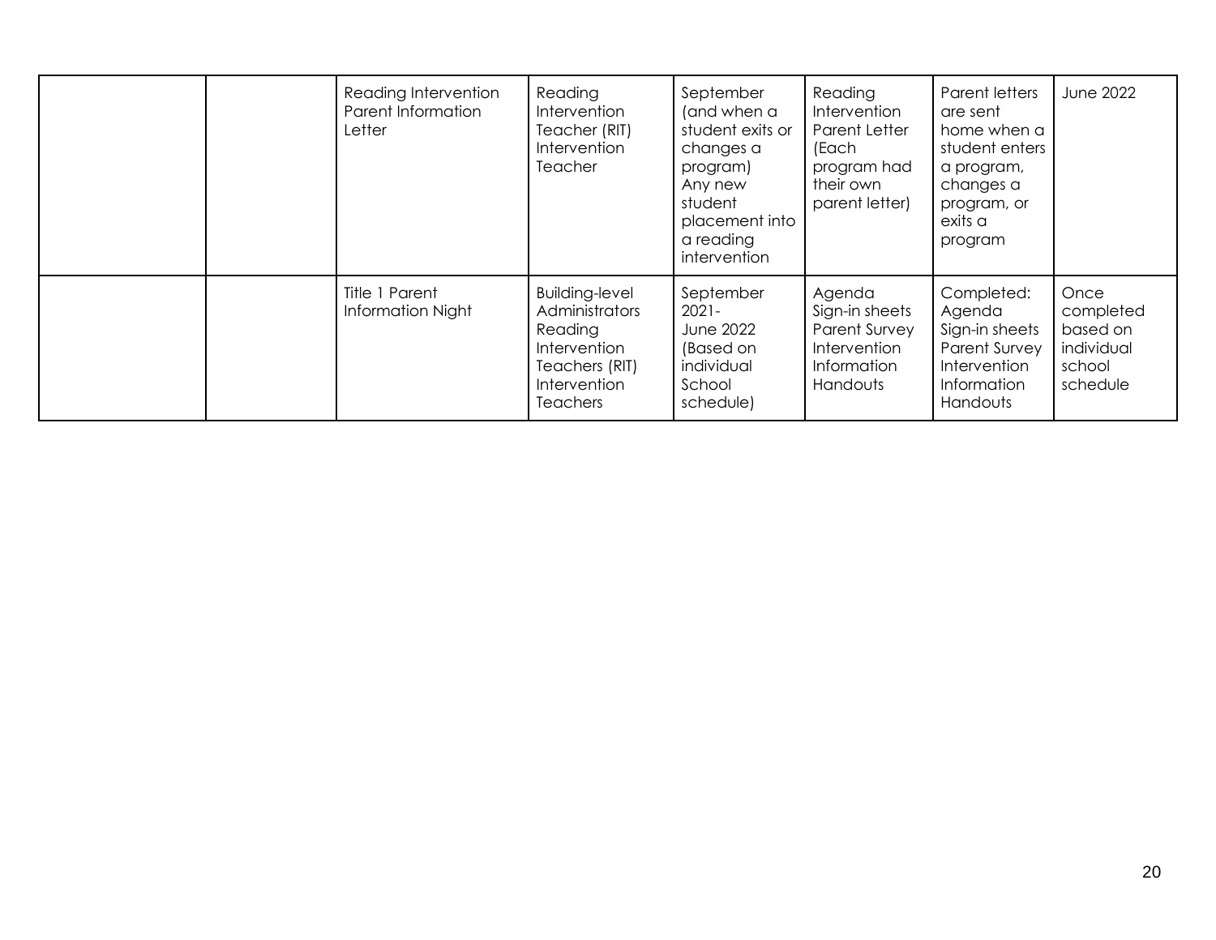| | | | | | | | |
|---|---|---|---|---|---|---|---|
| | | Reading Intervention Parent Information Letter | Reading Intervention Teacher (RIT) Intervention Teacher | September (and when a student exits or changes a program) Any new student placement into a reading intervention | Reading Intervention Parent Letter (Each program had their own parent letter) | Parent letters are sent home when a student enters a program, changes a program, or exits a program | June 2022 |
| | | Title 1 Parent Information Night | Building-level Administrators Reading Intervention Teachers (RIT) Intervention Teachers | September 2021- June 2022 (Based on individual School schedule) | Agenda Sign-in sheets Parent Survey Intervention Information Handouts | Completed: Agenda Sign-in sheets Parent Survey Intervention Information Handouts | Once completed based on individual school schedule |